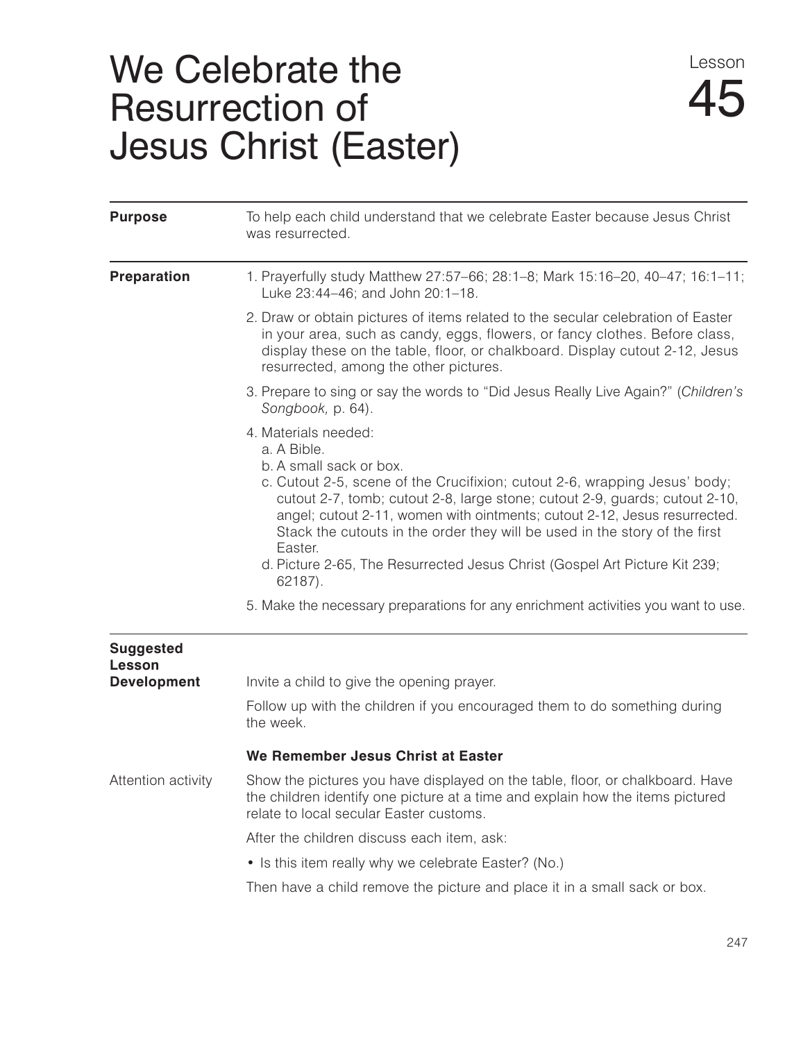# We Celebrate the Resurrection of Jesus Christ (Easter)

Lesson 45

**Purpose**

To help each child understand that we celebrate Easter because Jesus Christ was resurrected.

**Preparation**

1. Prayerfully study Matthew 27:57–66; 28:1–8; Mark 15:16–20, 40–47; 16:1–11; Luke 23:44–46; and John 20:1–18.
2. Draw or obtain pictures of items related to the secular celebration of Easter in your area, such as candy, eggs, flowers, or fancy clothes. Before class, display these on the table, floor, or chalkboard. Display cutout 2-12, Jesus resurrected, among the other pictures.
3. Prepare to sing or say the words to "Did Jesus Really Live Again?" (*Children's Songbook,* p. 64).
4. Materials needed:
   a. A Bible.
   b. A small sack or box.
   c. Cutout 2-5, scene of the Crucifixion; cutout 2-6, wrapping Jesus' body; cutout 2-7, tomb; cutout 2-8, large stone; cutout 2-9, guards; cutout 2-10, angel; cutout 2-11, women with ointments; cutout 2-12, Jesus resurrected. Stack the cutouts in the order they will be used in the story of the first Easter.
   d. Picture 2-65, The Resurrected Jesus Christ (Gospel Art Picture Kit 239; 62187).
5. Make the necessary preparations for any enrichment activities you want to use.

**Suggested Lesson Development**

Invite a child to give the opening prayer.

Follow up with the children if you encouraged them to do something during the week.

### We Remember Jesus Christ at Easter

Attention activity

Show the pictures you have displayed on the table, floor, or chalkboard. Have the children identify one picture at a time and explain how the items pictured relate to local secular Easter customs.

After the children discuss each item, ask:

- Is this item really why we celebrate Easter? (No.)

Then have a child remove the picture and place it in a small sack or box.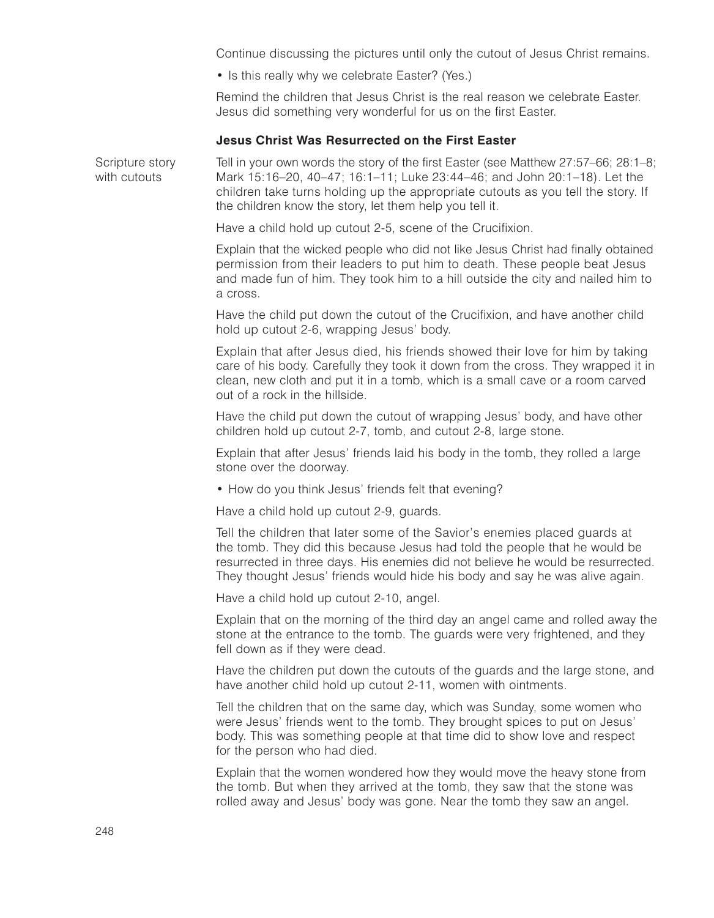Continue discussing the pictures until only the cutout of Jesus Christ remains.

- Is this really why we celebrate Easter? (Yes.)

Remind the children that Jesus Christ is the real reason we celebrate Easter. Jesus did something very wonderful for us on the first Easter.

**Jesus Christ Was Resurrected on the First Easter**

Scripture story with cutouts

Tell in your own words the story of the first Easter (see Matthew 27:57–66; 28:1–8; Mark 15:16–20, 40–47; 16:1–11; Luke 23:44–46; and John 20:1–18). Let the children take turns holding up the appropriate cutouts as you tell the story. If the children know the story, let them help you tell it.

Have a child hold up cutout 2-5, scene of the Crucifixion.

Explain that the wicked people who did not like Jesus Christ had finally obtained permission from their leaders to put him to death. These people beat Jesus and made fun of him. They took him to a hill outside the city and nailed him to a cross.

Have the child put down the cutout of the Crucifixion, and have another child hold up cutout 2-6, wrapping Jesus' body.

Explain that after Jesus died, his friends showed their love for him by taking care of his body. Carefully they took it down from the cross. They wrapped it in clean, new cloth and put it in a tomb, which is a small cave or a room carved out of a rock in the hillside.

Have the child put down the cutout of wrapping Jesus' body, and have other children hold up cutout 2-7, tomb, and cutout 2-8, large stone.

Explain that after Jesus' friends laid his body in the tomb, they rolled a large stone over the doorway.

- How do you think Jesus' friends felt that evening?

Have a child hold up cutout 2-9, guards.

Tell the children that later some of the Savior's enemies placed guards at the tomb. They did this because Jesus had told the people that he would be resurrected in three days. His enemies did not believe he would be resurrected. They thought Jesus' friends would hide his body and say he was alive again.

Have a child hold up cutout 2-10, angel.

Explain that on the morning of the third day an angel came and rolled away the stone at the entrance to the tomb. The guards were very frightened, and they fell down as if they were dead.

Have the children put down the cutouts of the guards and the large stone, and have another child hold up cutout 2-11, women with ointments.

Tell the children that on the same day, which was Sunday, some women who were Jesus' friends went to the tomb. They brought spices to put on Jesus' body. This was something people at that time did to show love and respect for the person who had died.

Explain that the women wondered how they would move the heavy stone from the tomb. But when they arrived at the tomb, they saw that the stone was rolled away and Jesus' body was gone. Near the tomb they saw an angel.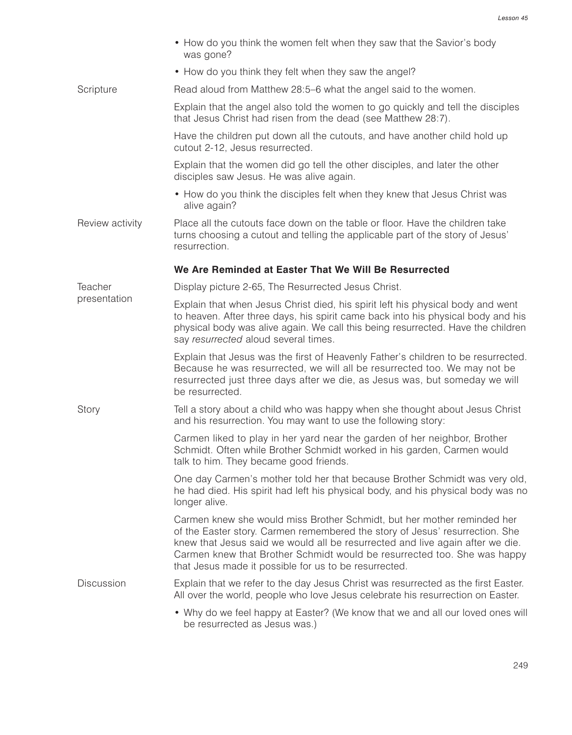- How do you think the women felt when they saw that the Savior's body was gone?
- How do you think they felt when they saw the angel?

Scripture

Read aloud from Matthew 28:5–6 what the angel said to the women.

Explain that the angel also told the women to go quickly and tell the disciples that Jesus Christ had risen from the dead (see Matthew 28:7).

Have the children put down all the cutouts, and have another child hold up cutout 2-12, Jesus resurrected.

Explain that the women did go tell the other disciples, and later the other disciples saw Jesus. He was alive again.

- How do you think the disciples felt when they knew that Jesus Christ was alive again?

Review activity

Place all the cutouts face down on the table or floor. Have the children take turns choosing a cutout and telling the applicable part of the story of Jesus' resurrection.

### We Are Reminded at Easter That We Will Be Resurrected

Teacher presentation

Display picture 2-65, The Resurrected Jesus Christ.

Explain that when Jesus Christ died, his spirit left his physical body and went to heaven. After three days, his spirit came back into his physical body and his physical body was alive again. We call this being resurrected. Have the children say *resurrected* aloud several times.

Explain that Jesus was the first of Heavenly Father's children to be resurrected. Because he was resurrected, we will all be resurrected too. We may not be resurrected just three days after we die, as Jesus was, but someday we will be resurrected.

Story

Tell a story about a child who was happy when she thought about Jesus Christ and his resurrection. You may want to use the following story:

Carmen liked to play in her yard near the garden of her neighbor, Brother Schmidt. Often while Brother Schmidt worked in his garden, Carmen would talk to him. They became good friends.

One day Carmen's mother told her that because Brother Schmidt was very old, he had died. His spirit had left his physical body, and his physical body was no longer alive.

Carmen knew she would miss Brother Schmidt, but her mother reminded her of the Easter story. Carmen remembered the story of Jesus' resurrection. She knew that Jesus said we would all be resurrected and live again after we die. Carmen knew that Brother Schmidt would be resurrected too. She was happy that Jesus made it possible for us to be resurrected.

Discussion

Explain that we refer to the day Jesus Christ was resurrected as the first Easter. All over the world, people who love Jesus celebrate his resurrection on Easter.

- Why do we feel happy at Easter? (We know that we and all our loved ones will be resurrected as Jesus was.)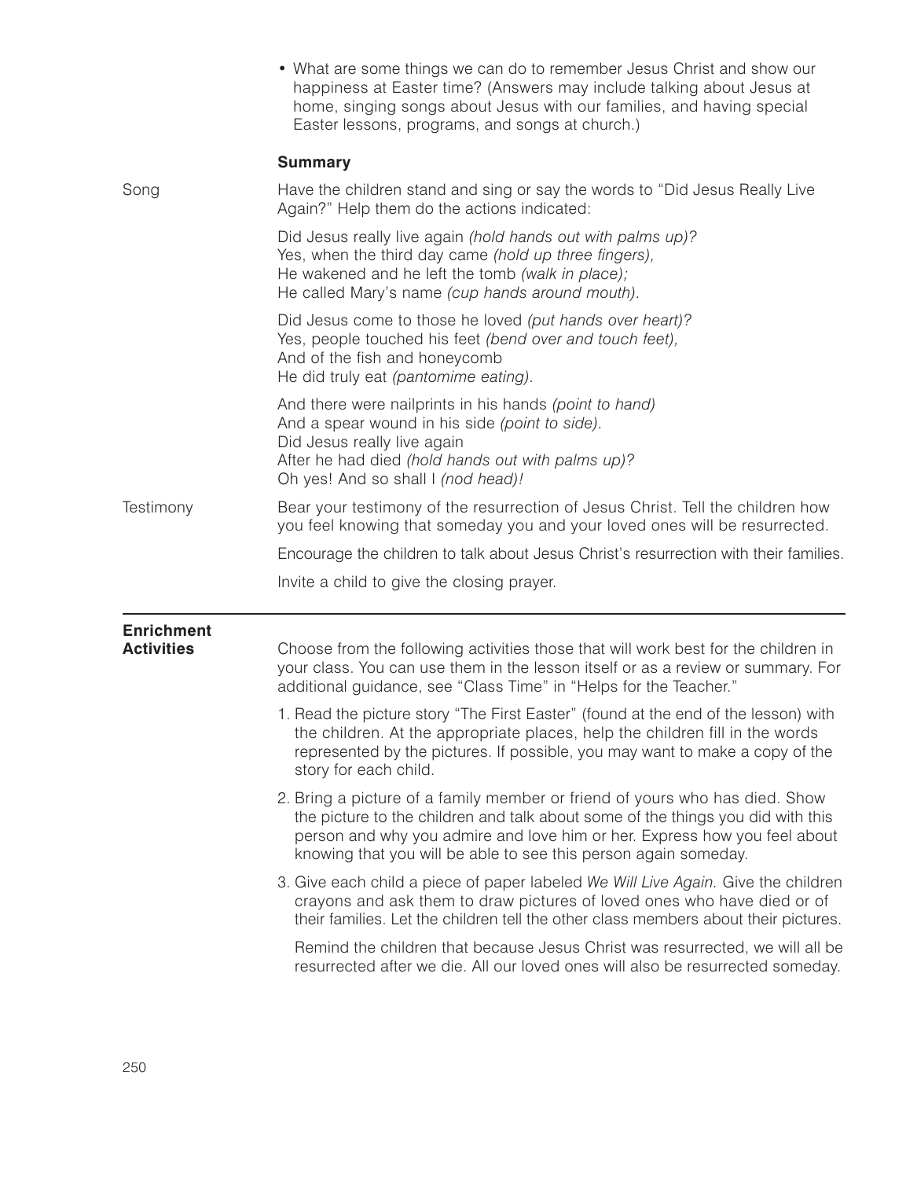- What are some things we can do to remember Jesus Christ and show our happiness at Easter time? (Answers may include talking about Jesus at home, singing songs about Jesus with our families, and having special Easter lessons, programs, and songs at church.)

### Summary

Song

Have the children stand and sing or say the words to "Did Jesus Really Live Again?" Help them do the actions indicated:

Did Jesus really live again *(hold hands out with palms up)?*
Yes, when the third day came *(hold up three fingers),*
He wakened and he left the tomb *(walk in place);*
He called Mary's name *(cup hands around mouth).*

Did Jesus come to those he loved *(put hands over heart)?*
Yes, people touched his feet *(bend over and touch feet),*
And of the fish and honeycomb
He did truly eat *(pantomime eating).*

And there were nailprints in his hands *(point to hand)*
And a spear wound in his side *(point to side).*
Did Jesus really live again
After he had died *(hold hands out with palms up)?*
Oh yes! And so shall I *(nod head)!*

Testimony

Bear your testimony of the resurrection of Jesus Christ. Tell the children how you feel knowing that someday you and your loved ones will be resurrected.

Encourage the children to talk about Jesus Christ's resurrection with their families.

Invite a child to give the closing prayer.

---

## Enrichment Activities

Choose from the following activities those that will work best for the children in your class. You can use them in the lesson itself or as a review or summary. For additional guidance, see "Class Time" in "Helps for the Teacher."

1. Read the picture story "The First Easter" (found at the end of the lesson) with the children. At the appropriate places, help the children fill in the words represented by the pictures. If possible, you may want to make a copy of the story for each child.
2. Bring a picture of a family member or friend of yours who has died. Show the picture to the children and talk about some of the things you did with this person and why you admire and love him or her. Express how you feel about knowing that you will be able to see this person again someday.
3. Give each child a piece of paper labeled *We Will Live Again.* Give the children crayons and ask them to draw pictures of loved ones who have died or of their families. Let the children tell the other class members about their pictures.

   Remind the children that because Jesus Christ was resurrected, we will all be resurrected after we die. All our loved ones will also be resurrected someday.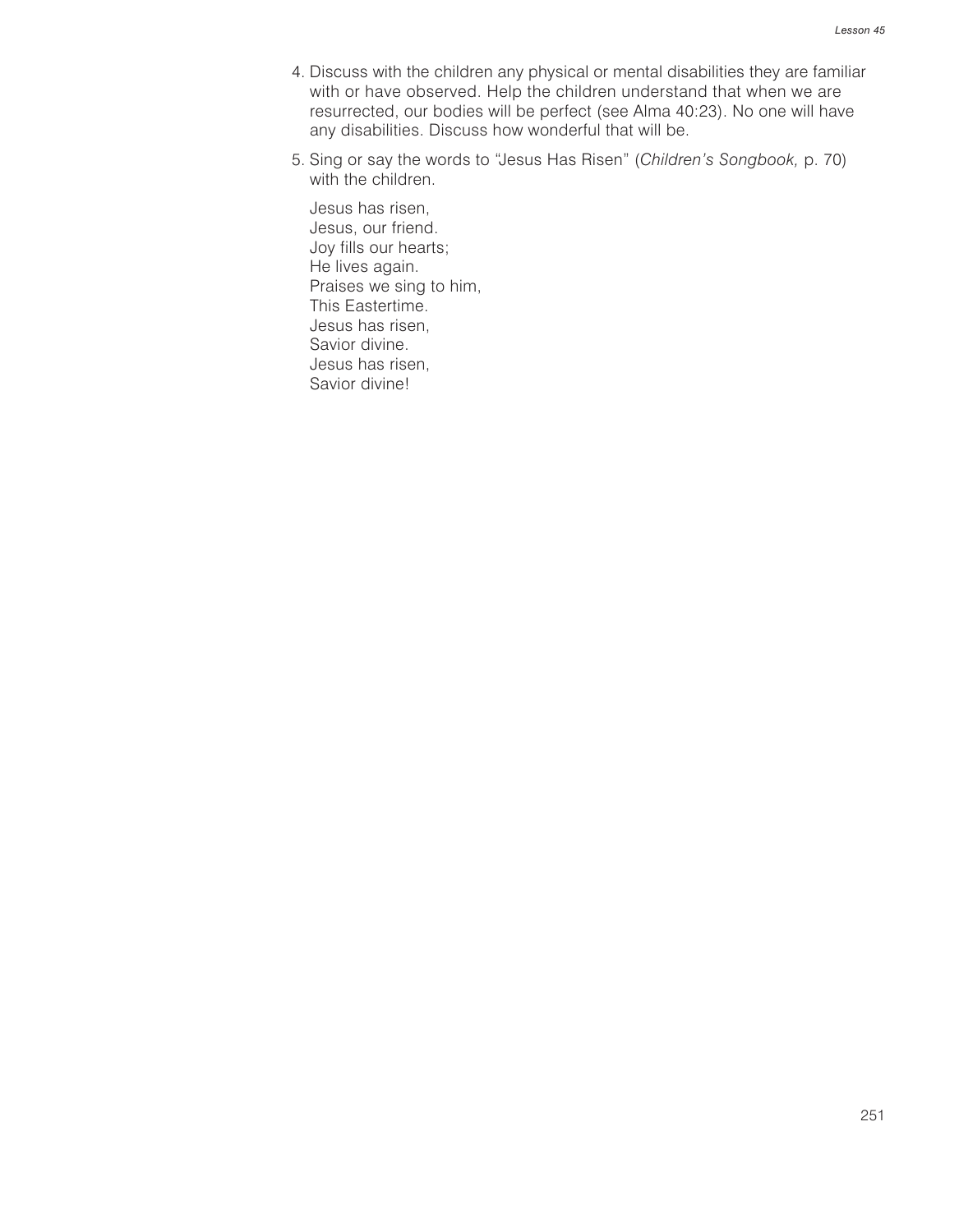4. Discuss with the children any physical or mental disabilities they are familiar with or have observed. Help the children understand that when we are resurrected, our bodies will be perfect (see Alma 40:23). No one will have any disabilities. Discuss how wonderful that will be.

5. Sing or say the words to “Jesus Has Risen” (*Children’s Songbook,* p. 70) with the children.

   Jesus has risen,  
   Jesus, our friend.  
   Joy fills our hearts;  
   He lives again.  
   Praises we sing to him,  
   This Eastertime.  
   Jesus has risen,  
   Savior divine.  
   Jesus has risen,  
   Savior divine!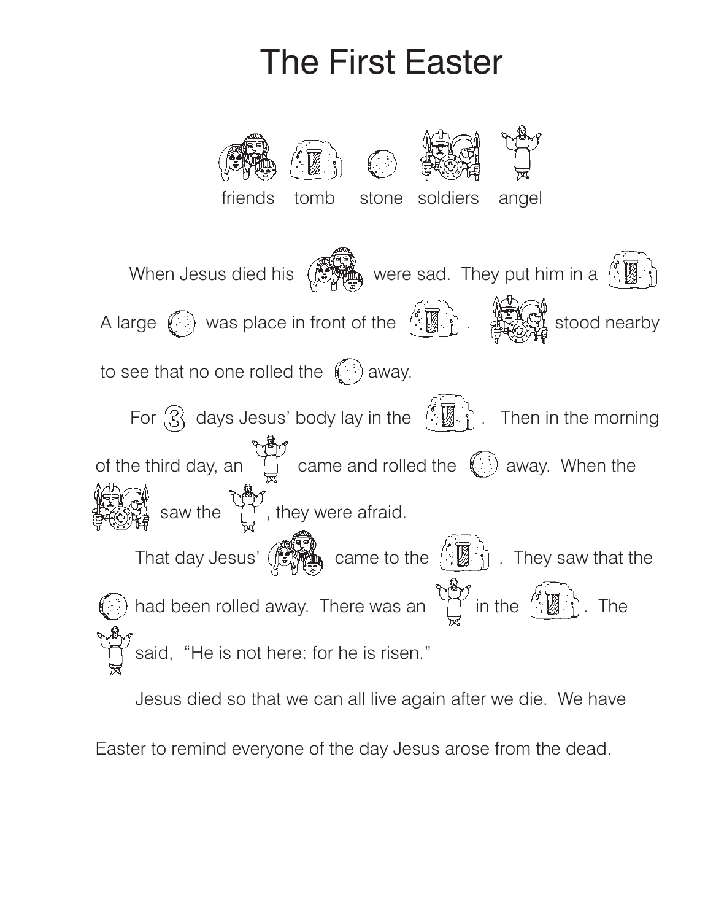# The First Easter

friends tomb stone soldiers angel

When Jesus died his [friends] were sad. They put him in a [tomb]. A large [stone] was place in front of the [tomb]. [soldiers] stood nearby to see that no one rolled the [stone] away.

For 3 days Jesus' body lay in the [tomb]. Then in the morning of the third day, an [angel] came and rolled the [stone] away. When the [soldiers] saw the [angel], they were afraid.

That day Jesus' [friends] came to the [tomb]. They saw that the [stone] had been rolled away. There was an [angel] in the [tomb]. The [angel] said, "He is not here: for he is risen."

Jesus died so that we can all live again after we die. We have Easter to remind everyone of the day Jesus arose from the dead.